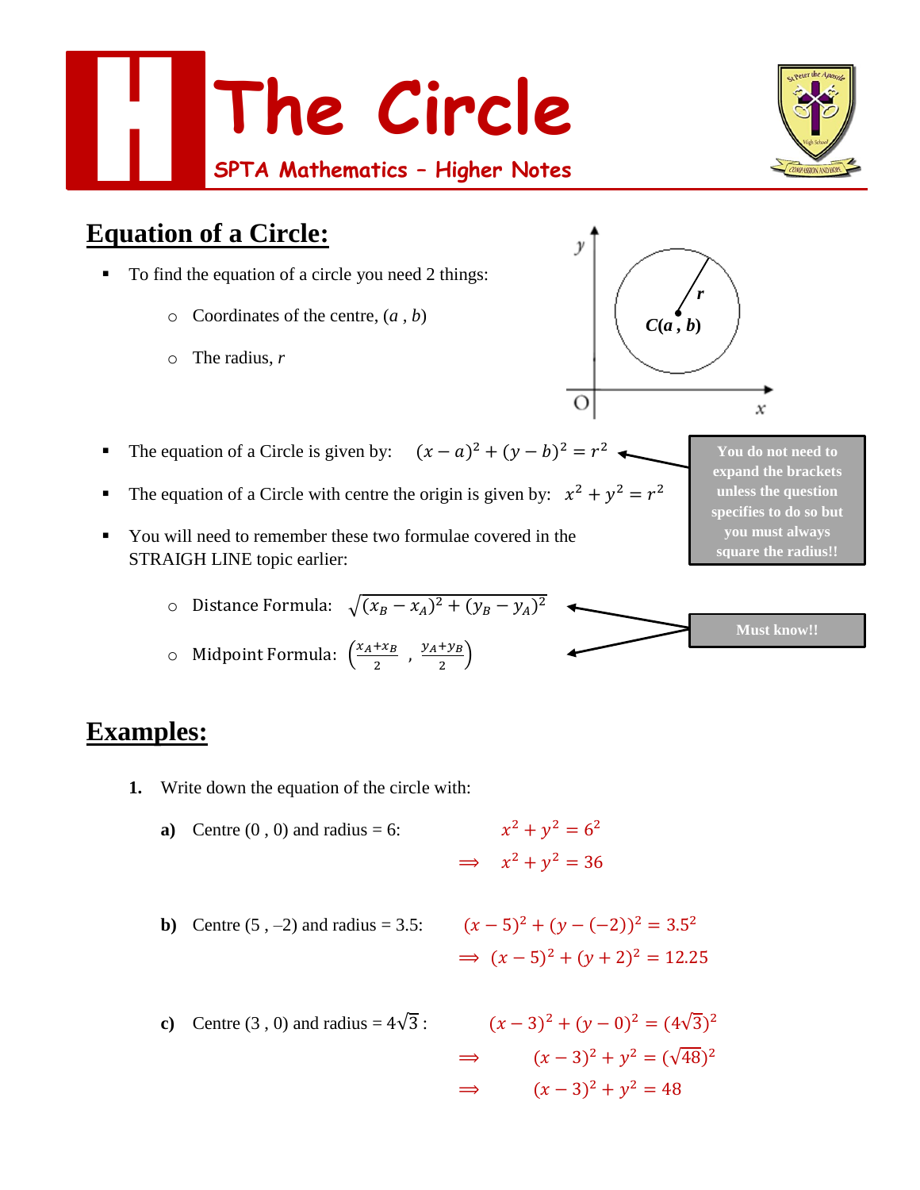# The Circle

SPTA Mathematics – Higher Notes

## Equation of a Circle:

- To find the equation of a circle you need 2 things:
  - Coordinates of the centre, $(a\,,\,b)$
  - The radius, $r$

- The equation of a Circle is given by: $(x-a)^2 + (y-b)^2 = r^2$
- The equation of a Circle with centre the origin is given by: $x^2 + y^2 = r^2$
- You will need to remember these two formulae covered in the STRAIGH LINE topic earlier:
  - Distance Formula: $\sqrt{(x_B - x_A)^2 + (y_B - y_A)^2}$
  - Midpoint Formula: $\left(\frac{x_A + x_B}{2}\,,\,\frac{y_A + y_B}{2}\right)$

**You do not need to expand the brackets unless the question specifies to do so but you must always square the radius!!**

**Must know!!**

## Examples:

**1.** Write down the equation of the circle with:

**a)** Centre (0 , 0) and radius = 6:

$$x^2 + y^2 = 6^2$$
$$\Rightarrow \quad x^2 + y^2 = 36$$

**b)** Centre (5 , –2) and radius = 3.5:

$$(x-5)^2 + (y-(-2))^2 = 3.5^2$$
$$\Rightarrow \quad (x-5)^2 + (y+2)^2 = 12.25$$

**c)** Centre (3 , 0) and radius = $4\sqrt{3}$ :

$$(x-3)^2 + (y-0)^2 = (4\sqrt{3})^2$$
$$\Rightarrow \quad (x-3)^2 + y^2 = (\sqrt{48})^2$$
$$\Rightarrow \quad (x-3)^2 + y^2 = 48$$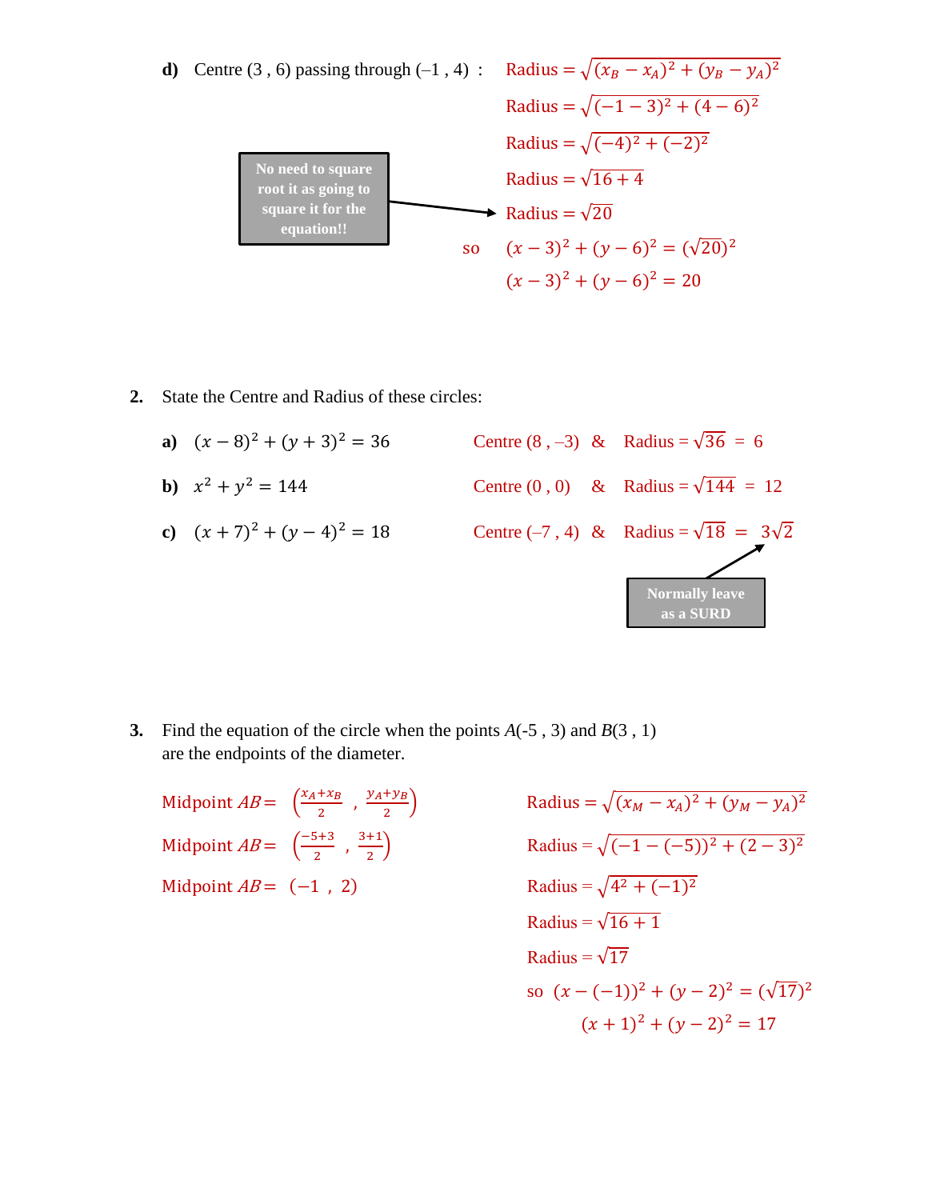**d)** Centre (3 , 6) passing through (–1 , 4) :

$$\text{Radius} = \sqrt{(x_B - x_A)^2 + (y_B - y_A)^2}$$

$$\text{Radius} = \sqrt{(-1-3)^2 + (4-6)^2}$$

$$\text{Radius} = \sqrt{(-4)^2 + (-2)^2}$$

$$\text{Radius} = \sqrt{16+4}$$

$$\text{Radius} = \sqrt{20}$$

**No need to square root it as going to square it for the equation!!**

so $(x-3)^2 + (y-6)^2 = (\sqrt{20})^2$

$$(x-3)^2 + (y-6)^2 = 20$$

**2.** State the Centre and Radius of these circles:

**a)** $(x-8)^2 + (y+3)^2 = 36$ Centre (8 , –3) & Radius = $\sqrt{36} = 6$

**b)** $x^2 + y^2 = 144$ Centre (0 , 0) & Radius = $\sqrt{144} = 12$

**c)** $(x+7)^2 + (y-4)^2 = 18$ Centre (–7 , 4) & Radius = $\sqrt{18} = 3\sqrt{2}$

**Normally leave as a SURD**

**3.** Find the equation of the circle when the points $A$(-5 , 3) and $B$(3 , 1) are the endpoints of the diameter.

$$\text{Midpoint } AB = \left(\frac{x_A + x_B}{2} \; , \; \frac{y_A + y_B}{2}\right)$$

$$\text{Midpoint } AB = \left(\frac{-5+3}{2} \; , \; \frac{3+1}{2}\right)$$

$$\text{Midpoint } AB = (-1 \; , \; 2)$$

$$\text{Radius} = \sqrt{(x_M - x_A)^2 + (y_M - y_A)^2}$$

$$\text{Radius} = \sqrt{(-1-(-5))^2 + (2-3)^2}$$

$$\text{Radius} = \sqrt{4^2 + (-1)^2}$$

$$\text{Radius} = \sqrt{16+1}$$

$$\text{Radius} = \sqrt{17}$$

so $(x-(-1))^2 + (y-2)^2 = (\sqrt{17})^2$

$$(x+1)^2 + (y-2)^2 = 17$$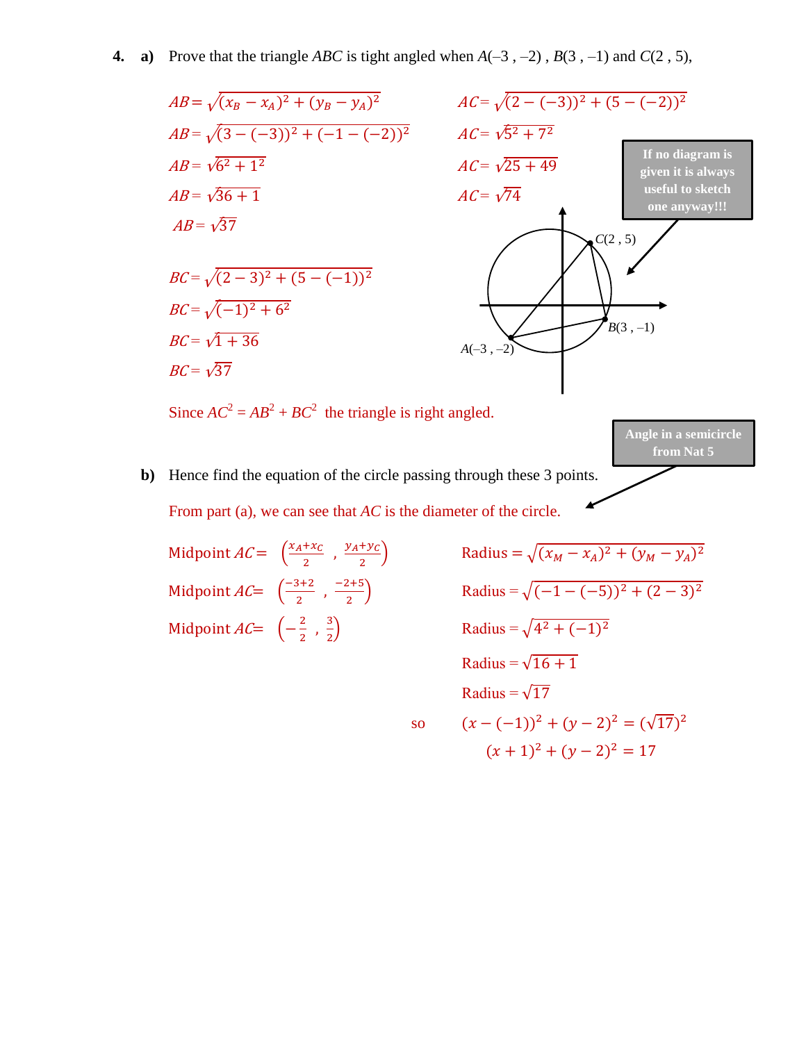**4.** **a)** Prove that the triangle $ABC$ is tight angled when $A(-3, -2)$, $B(3, -1)$ and $C(2, 5)$,

$AB = \sqrt{(x_B - x_A)^2 + (y_B - y_A)^2}$

$AB = \sqrt{(3-(-3))^2 + (-1-(-2))^2}$

$AB = \sqrt{6^2 + 1^2}$

$AB = \sqrt{36 + 1}$

$AB = \sqrt{37}$

$AC = \sqrt{(2-(-3))^2 + (5-(-2))^2}$

$AC = \sqrt{5^2 + 7^2}$

$AC = \sqrt{25 + 49}$

$AC = \sqrt{74}$

If no diagram is given it is always useful to sketch one anyway!!!

$C(2, 5)$

$B(3, -1)$

$A(-3, -2)$

$BC = \sqrt{(2-3)^2 + (5-(-1))^2}$

$BC = \sqrt{(-1)^2 + 6^2}$

$BC = \sqrt{1 + 36}$

$BC = \sqrt{37}$

Since $AC^2 = AB^2 + BC^2$ the triangle is right angled.

Angle in a semicircle from Nat 5

**b)** Hence find the equation of the circle passing through these 3 points.

From part (a), we can see that $AC$ is the diameter of the circle.

Midpoint $AC = \left(\frac{x_A + x_C}{2}, \frac{y_A + y_C}{2}\right)$

Midpoint $AC = \left(\frac{-3+2}{2}, \frac{-2+5}{2}\right)$

Midpoint $AC = \left(-\frac{2}{2}, \frac{3}{2}\right)$

Radius $= \sqrt{(x_M - x_A)^2 + (y_M - y_A)^2}$

Radius $= \sqrt{(-1-(-5))^2 + (2-3)^2}$

Radius $= \sqrt{4^2 + (-1)^2}$

Radius $= \sqrt{16 + 1}$

Radius $= \sqrt{17}$

so $\quad (x - (-1))^2 + (y - 2)^2 = (\sqrt{17})^2$

$(x + 1)^2 + (y - 2)^2 = 17$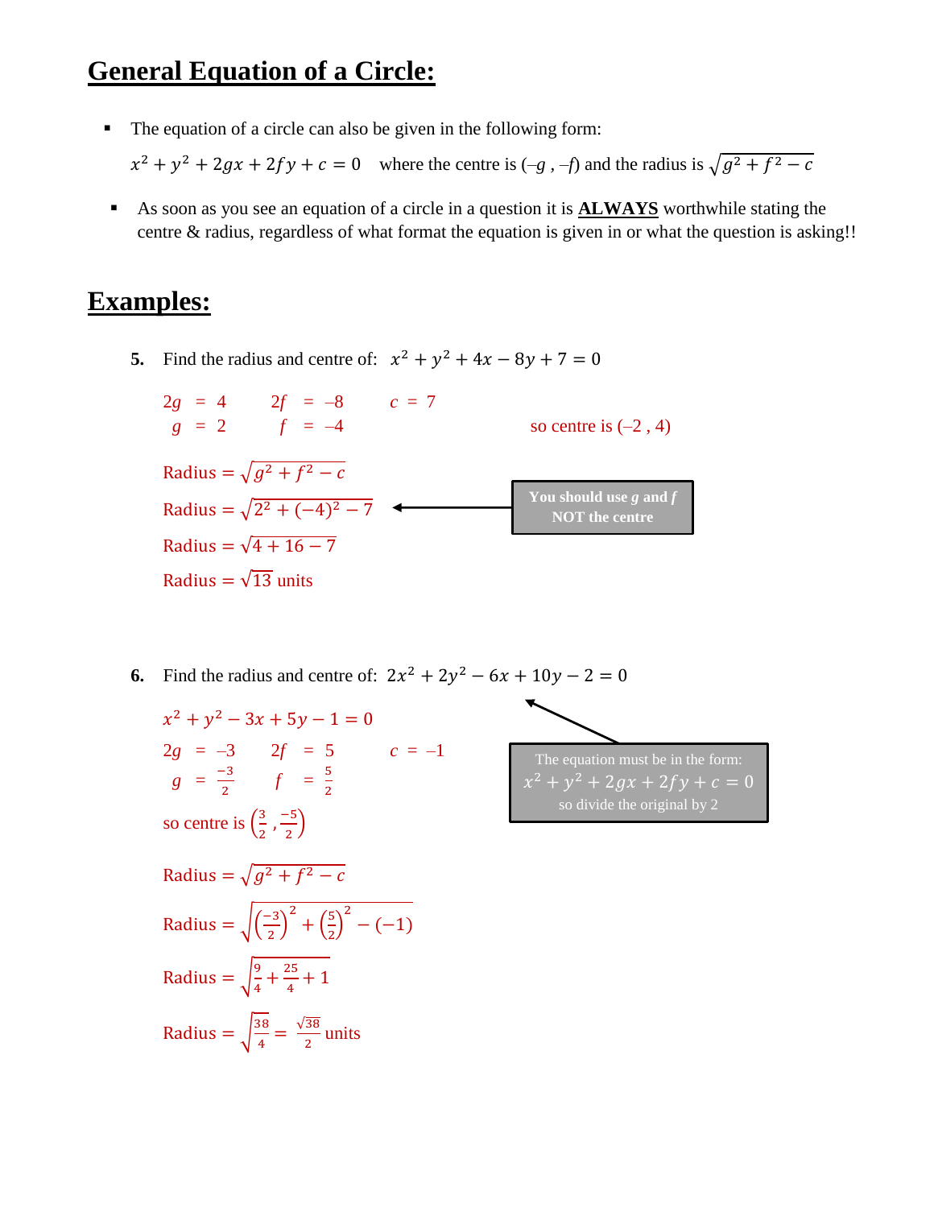# General Equation of a Circle:

- The equation of a circle can also be given in the following form:

  $x^2 + y^2 + 2gx + 2fy + c = 0$ where the centre is $(-g , -f)$ and the radius is $\sqrt{g^2 + f^2 - c}$

- As soon as you see an equation of a circle in a question it is **ALWAYS** worthwhile stating the centre & radius, regardless of what format the equation is given in or what the question is asking!!

# Examples:

**5.** Find the radius and centre of: $x^2 + y^2 + 4x - 8y + 7 = 0$

$2g = 4$ $\quad 2f = -8$ $\quad c = 7$

$g = 2$ $\quad f = -4$ $\quad$ so centre is $(-2 , 4)$

Radius $= \sqrt{g^2 + f^2 - c}$

Radius $= \sqrt{2^2 + (-4)^2 - 7}$

**You should use $g$ and $f$ NOT the centre**

Radius $= \sqrt{4 + 16 - 7}$

Radius $= \sqrt{13}$ units

**6.** Find the radius and centre of: $2x^2 + 2y^2 - 6x + 10y - 2 = 0$

$x^2 + y^2 - 3x + 5y - 1 = 0$

The equation must be in the form: $x^2 + y^2 + 2gx + 2fy + c = 0$ so divide the original by 2

$2g = -3$ $\quad 2f = 5$ $\quad c = -1$

$g = \frac{-3}{2}$ $\quad f = \frac{5}{2}$

so centre is $\left(\frac{3}{2} , \frac{-5}{2}\right)$

Radius $= \sqrt{g^2 + f^2 - c}$

Radius $= \sqrt{\left(\frac{-3}{2}\right)^2 + \left(\frac{5}{2}\right)^2 - (-1)}$

Radius $= \sqrt{\frac{9}{4} + \frac{25}{4} + 1}$

Radius $= \sqrt{\frac{38}{4}} = \frac{\sqrt{38}}{2}$ units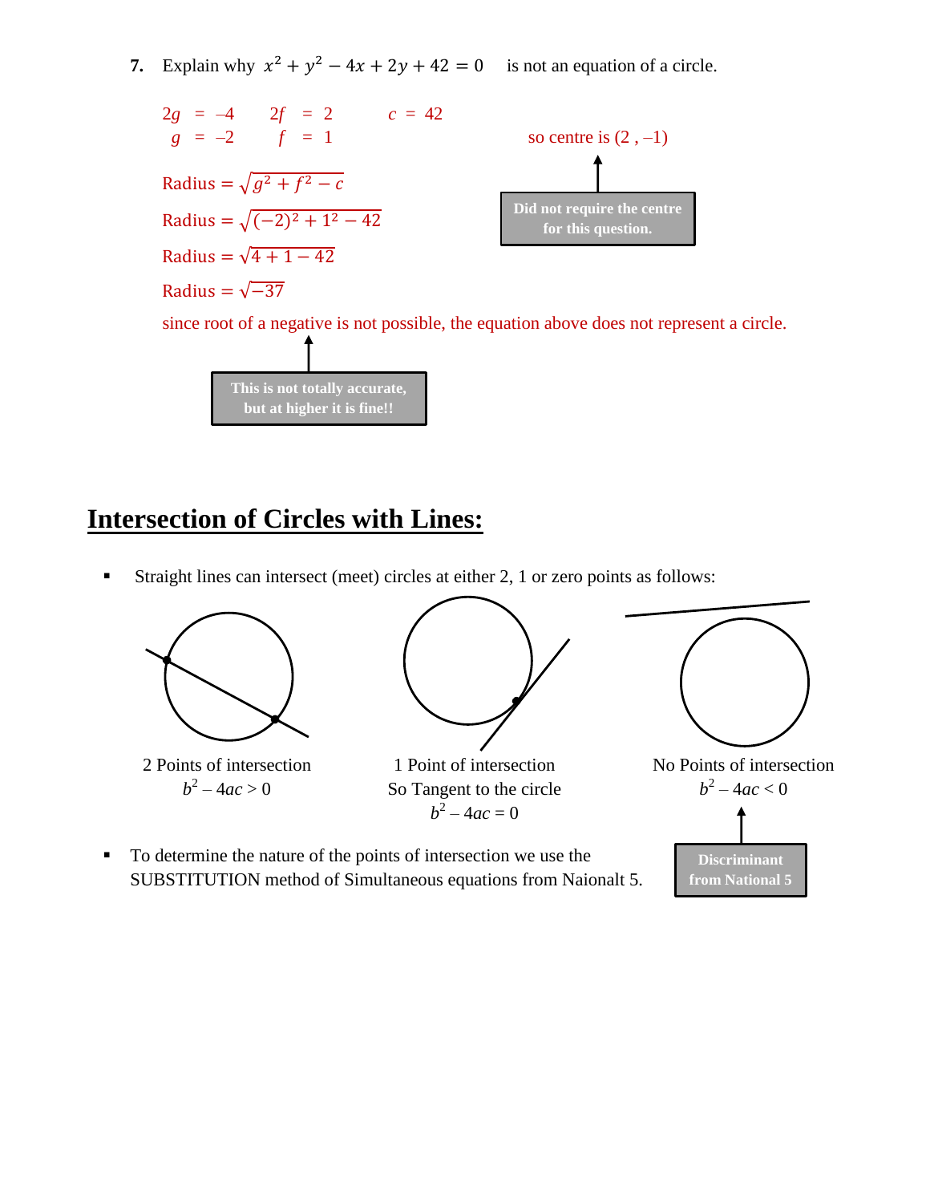**7.** Explain why $x^2 + y^2 - 4x + 2y + 42 = 0$ is not an equation of a circle.

$2g = -4 \qquad 2f = 2 \qquad c = 42$

$g = -2 \qquad f = 1$

so centre is $(2, -1)$

Did not require the centre for this question.

$\text{Radius} = \sqrt{g^2 + f^2 - c}$

$\text{Radius} = \sqrt{(-2)^2 + 1^2 - 42}$

$\text{Radius} = \sqrt{4 + 1 - 42}$

$\text{Radius} = \sqrt{-37}$

since root of a negative is not possible, the equation above does not represent a circle.

This is not totally accurate, but at higher it is fine!!

# Intersection of Circles with Lines:

- Straight lines can intersect (meet) circles at either 2, 1 or zero points as follows:

2 Points of intersection
$b^2 - 4ac > 0$

1 Point of intersection
So Tangent to the circle
$b^2 - 4ac = 0$

No Points of intersection
$b^2 - 4ac < 0$

Discriminant from National 5

- To determine the nature of the points of intersection we use the SUBSTITUTION method of Simultaneous equations from Naionalt 5.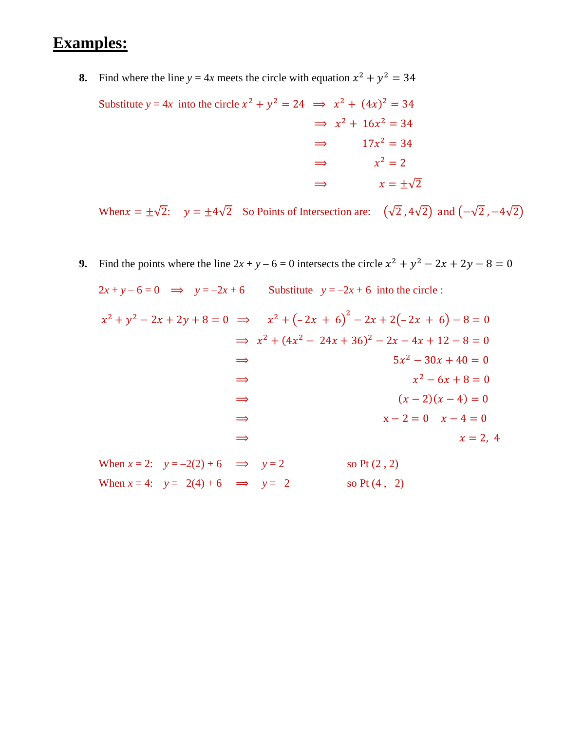# Examples:

**8.** Find where the line $y = 4x$ meets the circle with equation $x^2 + y^2 = 34$

Substitute $y = 4x$ into the circle $x^2 + y^2 = 24$ $\Rightarrow$ $x^2 + (4x)^2 = 34$

$$\Rightarrow \quad x^2 + 16x^2 = 34$$

$$\Rightarrow \quad 17x^2 = 34$$

$$\Rightarrow \quad x^2 = 2$$

$$\Rightarrow \quad x = \pm\sqrt{2}$$

When$x = \pm\sqrt{2}$: $y = \pm 4\sqrt{2}$ So Points of Intersection are: $(\sqrt{2}, 4\sqrt{2})$ and $(-\sqrt{2}, -4\sqrt{2})$

**9.** Find the points where the line $2x + y - 6 = 0$ intersects the circle $x^2 + y^2 - 2x + 2y - 8 = 0$

$2x + y - 6 = 0$ $\Rightarrow$ $y = -2x + 6$ Substitute $y = -2x + 6$ into the circle :

$$x^2 + y^2 - 2x + 2y + 8 = 0 \quad \Rightarrow \quad x^2 + (-2x + 6)^2 - 2x + 2(-2x + 6) - 8 = 0$$

$$\Rightarrow \quad x^2 + (4x^2 - 24x + 36)^2 - 2x - 4x + 12 - 8 = 0$$

$$\Rightarrow \quad 5x^2 - 30x + 40 = 0$$

$$\Rightarrow \quad x^2 - 6x + 8 = 0$$

$$\Rightarrow \quad (x - 2)(x - 4) = 0$$

$$\Rightarrow \quad x - 2 = 0 \quad x - 4 = 0$$

$$\Rightarrow \quad x = 2,\ 4$$

When $x = 2$: $y = -2(2) + 6$ $\Rightarrow$ $y = 2$ so Pt $(2, 2)$

When $x = 4$: $y = -2(4) + 6$ $\Rightarrow$ $y = -2$ so Pt $(4, -2)$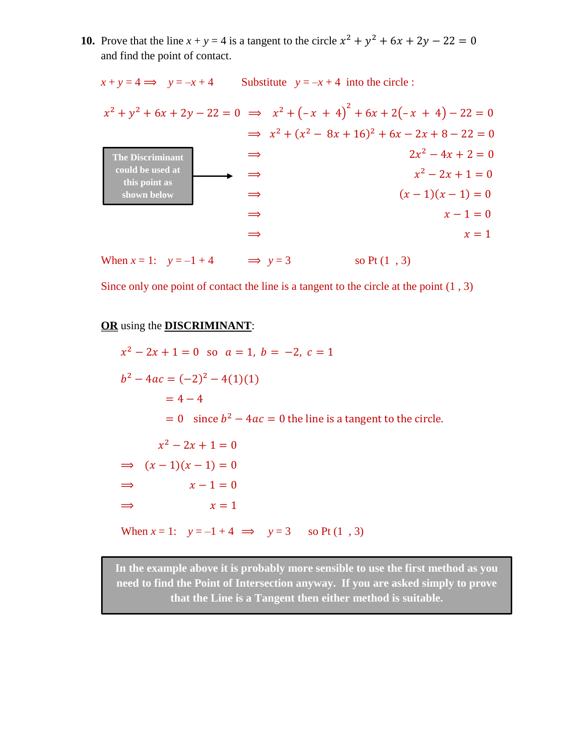**10.** Prove that the line $x + y = 4$ is a tangent to the circle $x^2 + y^2 + 6x + 2y - 22 = 0$ and find the point of contact.

$x + y = 4 \Longrightarrow \quad y = -x + 4$ Substitute $y = -x + 4$ into the circle :

$$x^2 + y^2 + 6x + 2y - 22 = 0 \Longrightarrow x^2 + (-x + 4)^2 + 6x + 2(-x + 4) - 22 = 0$$

$$\Longrightarrow x^2 + (x^2 - 8x + 16)^2 + 6x - 2x + 8 - 22 = 0$$

$$\Longrightarrow 2x^2 - 4x + 2 = 0$$

**The Discriminant could be used at this point as shown below** →

$$\Longrightarrow x^2 - 2x + 1 = 0$$

$$\Longrightarrow (x - 1)(x - 1) = 0$$

$$\Longrightarrow x - 1 = 0$$

$$\Longrightarrow x = 1$$

When $x = 1$: $y = -1 + 4 \quad \Longrightarrow \quad y = 3$ so Pt $(1 \ , 3)$

Since only one point of contact the line is a tangent to the circle at the point $(1 , 3)$

**OR** using the **DISCRIMINANT**:

$x^2 - 2x + 1 = 0$ so $a = 1, \ b = -2, \ c = 1$

$$b^2 - 4ac = (-2)^2 - 4(1)(1)$$

$$= 4 - 4$$

$= 0$ since $b^2 - 4ac = 0$ the line is a tangent to the circle.

$$x^2 - 2x + 1 = 0$$

$$\Longrightarrow (x - 1)(x - 1) = 0$$

$$\Longrightarrow x - 1 = 0$$

$$\Longrightarrow x = 1$$

When $x = 1$: $y = -1 + 4 \Longrightarrow y = 3$ so Pt $(1 \ , 3)$

**In the example above it is probably more sensible to use the first method as you need to find the Point of Intersection anyway. If you are asked simply to prove that the Line is a Tangent then either method is suitable.**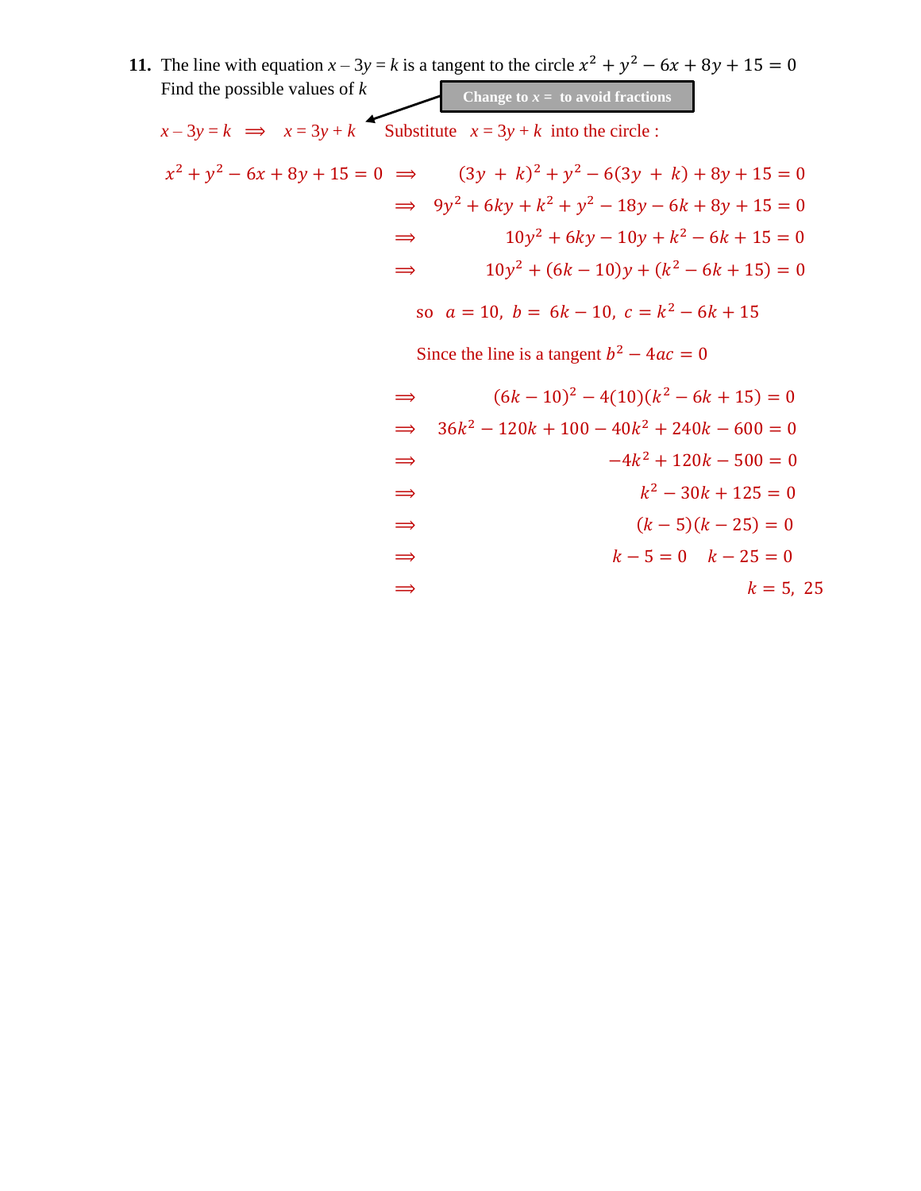**11.** The line with equation $x - 3y = k$ is a tangent to the circle $x^2 + y^2 - 6x + 8y + 15 = 0$
Find the possible values of $k$

Change to $x =$ to avoid fractions

$x - 3y = k \implies x = 3y + k$ Substitute $x = 3y + k$ into the circle :

$$x^2 + y^2 - 6x + 8y + 15 = 0 \implies (3y + k)^2 + y^2 - 6(3y + k) + 8y + 15 = 0$$

$$\implies 9y^2 + 6ky + k^2 + y^2 - 18y - 6k + 8y + 15 = 0$$

$$\implies 10y^2 + 6ky - 10y + k^2 - 6k + 15 = 0$$

$$\implies 10y^2 + (6k - 10)y + (k^2 - 6k + 15) = 0$$

so $a = 10,\ b = 6k - 10,\ c = k^2 - 6k + 15$

Since the line is a tangent $b^2 - 4ac = 0$

$$\implies (6k - 10)^2 - 4(10)(k^2 - 6k + 15) = 0$$

$$\implies 36k^2 - 120k + 100 - 40k^2 + 240k - 600 = 0$$

$$\implies -4k^2 + 120k - 500 = 0$$

$$\implies k^2 - 30k + 125 = 0$$

$$\implies (k - 5)(k - 25) = 0$$

$$\implies k - 5 = 0 \quad k - 25 = 0$$

$$\implies k = 5,\ 25$$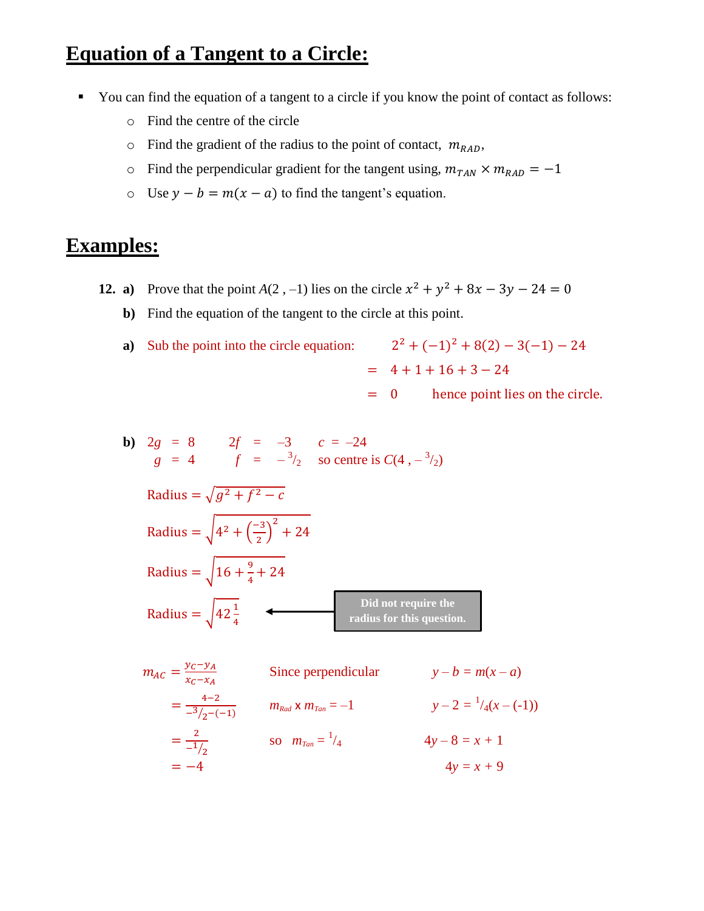# Equation of a Tangent to a Circle:

- You can find the equation of a tangent to a circle if you know the point of contact as follows:
  - Find the centre of the circle
  - Find the gradient of the radius to the point of contact, $m_{RAD}$,
  - Find the perpendicular gradient for the tangent using, $m_{TAN} \times m_{RAD} = -1$
  - Use $y - b = m(x - a)$ to find the tangent's equation.

# Examples:

**12. a)** Prove that the point $A(2, -1)$ lies on the circle $x^2 + y^2 + 8x - 3y - 24 = 0$

**b)** Find the equation of the tangent to the circle at this point.

**a)** Sub the point into the circle equation:

$$\begin{aligned} & 2^2 + (-1)^2 + 8(2) - 3(-1) - 24 \\ = \; & 4 + 1 + 16 + 3 - 24 \\ = \; & 0 \end{aligned}$$

hence point lies on the circle.

**b)** $2g = 8$, $g = 4$ $\quad$ $2f = -3$, $f = -{}^3/_2$ $\quad$ $c = -24$ $\quad$ so centre is $C(4, -{}^3/_2)$

$$\text{Radius} = \sqrt{g^2 + f^2 - c}$$

$$\text{Radius} = \sqrt{4^2 + \left(\frac{-3}{2}\right)^2 + 24}$$

$$\text{Radius} = \sqrt{16 + \frac{9}{4} + 24}$$

$$\text{Radius} = \sqrt{42\tfrac{1}{4}}$$

**Did not require the radius for this question.**

$$m_{AC} = \frac{y_C - y_A}{x_C - x_A} = \frac{4-2}{-{}^3/_2 - (-1)} = \frac{2}{-{}^1/_2} = -4$$

Since perpendicular

$m_{Rad} \times m_{Tan} = -1$

so $m_{Tan} = {}^1/_4$

$$\begin{aligned} y - b &= m(x - a) \\ y - 2 &= {}^1/_4(x - (-1)) \\ 4y - 8 &= x + 1 \\ 4y &= x + 9 \end{aligned}$$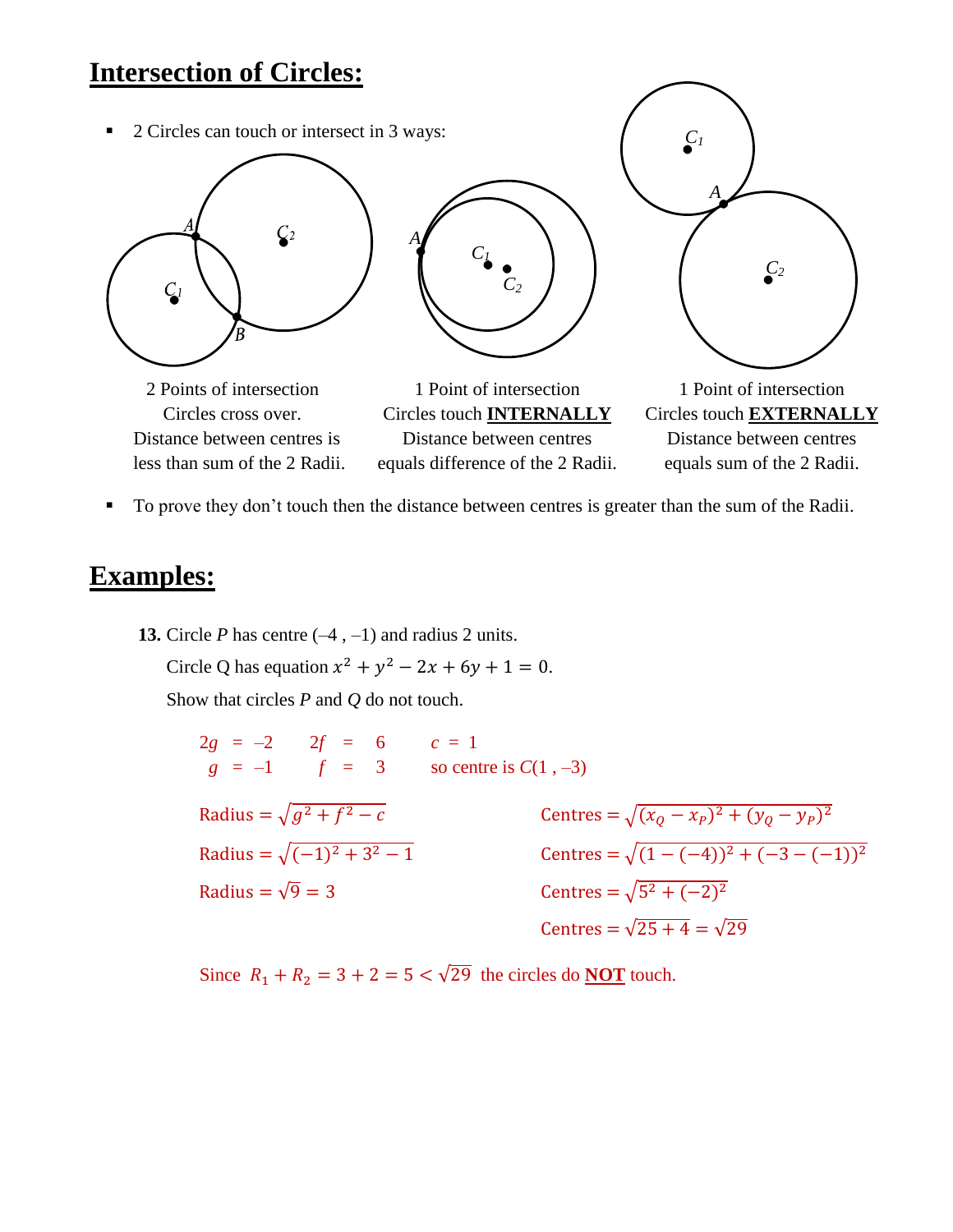## Intersection of Circles:

- 2 Circles can touch or intersect in 3 ways:

2 Points of intersection
Circles cross over.
Distance between centres is less than sum of the 2 Radii.

1 Point of intersection
Circles touch **INTERNALLY**
Distance between centres equals difference of the 2 Radii.

1 Point of intersection
Circles touch **EXTERNALLY**
Distance between centres equals sum of the 2 Radii.

- To prove they don't touch then the distance between centres is greater than the sum of the Radii.

## Examples:

**13.** Circle *P* has centre (–4 , –1) and radius 2 units.
Circle Q has equation $x^2 + y^2 - 2x + 6y + 1 = 0$.
Show that circles *P* and *Q* do not touch.

$2g = -2 \quad 2f = 6 \quad c = 1$

$g = -1 \quad f = 3 \quad$ so centre is $C(1, -3)$

Radius $= \sqrt{g^2 + f^2 - c}$

Radius $= \sqrt{(-1)^2 + 3^2 - 1}$

Radius $= \sqrt{9} = 3$

Centres $= \sqrt{(x_Q - x_P)^2 + (y_Q - y_P)^2}$

Centres $= \sqrt{(1 - (-4))^2 + (-3 - (-1))^2}$

Centres $= \sqrt{5^2 + (-2)^2}$

Centres $= \sqrt{25 + 4} = \sqrt{29}$

Since $R_1 + R_2 = 3 + 2 = 5 < \sqrt{29}$ the circles do **NOT** touch.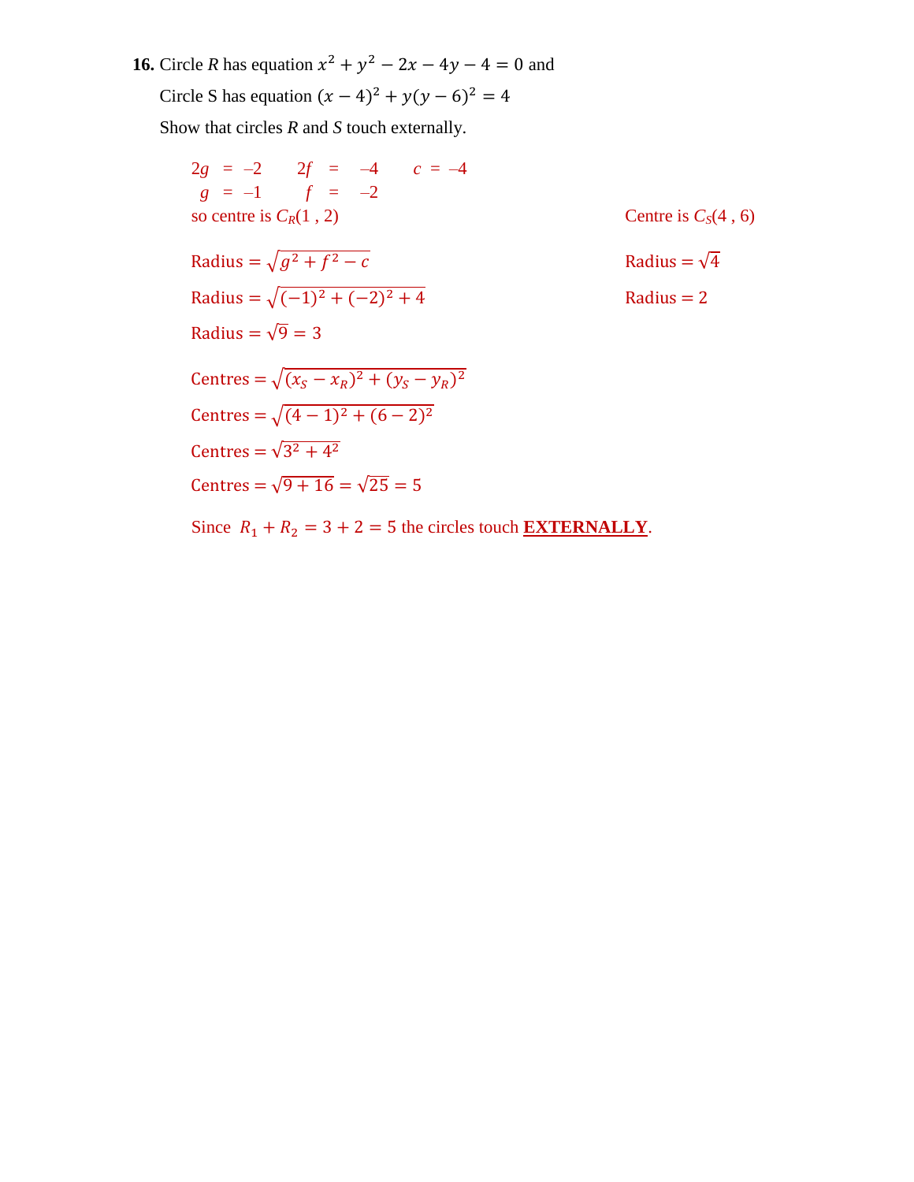**16.** Circle $R$ has equation $x^2 + y^2 - 2x - 4y - 4 = 0$ and

Circle S has equation $(x - 4)^2 + y(y - 6)^2 = 4$

Show that circles $R$ and $S$ touch externally.

$2g = -2 \quad 2f = -4 \quad c = -4$

$g = -1 \quad f = -2$

so centre is $C_R(1, 2)$

Centre is $C_S(4, 6)$

Radius $= \sqrt{g^2 + f^2 - c}$

Radius $= \sqrt{(-1)^2 + (-2)^2 + 4}$

Radius $= \sqrt{9} = 3$

Radius $= \sqrt{4}$

Radius $= 2$

Centres $= \sqrt{(x_S - x_R)^2 + (y_S - y_R)^2}$

Centres $= \sqrt{(4 - 1)^2 + (6 - 2)^2}$

Centres $= \sqrt{3^2 + 4^2}$

Centres $= \sqrt{9 + 16} = \sqrt{25} = 5$

Since $R_1 + R_2 = 3 + 2 = 5$ the circles touch **EXTERNALLY**.